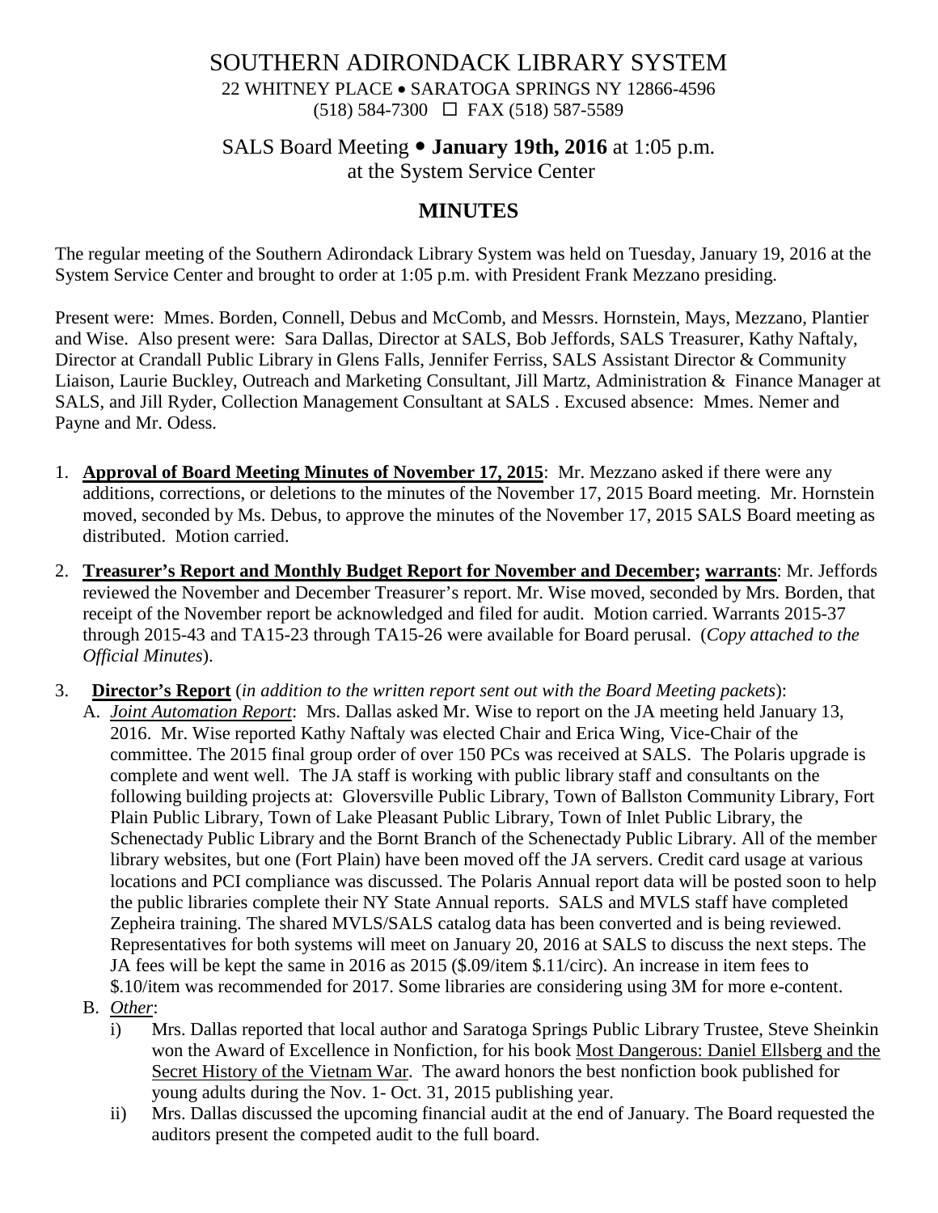# SOUTHERN ADIRONDACK LIBRARY SYSTEM

22 WHITNEY PLACE • SARATOGA SPRINGS NY 12866-4596

(518) 584-7300 ☐ FAX (518) 587-5589

## SALS Board Meeting • **January 19th, 2016** at 1:05 p.m. at the System Service Center

## MINUTES

The regular meeting of the Southern Adirondack Library System was held on Tuesday, January 19, 2016 at the System Service Center and brought to order at 1:05 p.m. with President Frank Mezzano presiding.

Present were: Mmes. Borden, Connell, Debus and McComb, and Messrs. Hornstein, Mays, Mezzano, Plantier and Wise. Also present were: Sara Dallas, Director at SALS, Bob Jeffords, SALS Treasurer, Kathy Naftaly, Director at Crandall Public Library in Glens Falls, Jennifer Ferriss, SALS Assistant Director & Community Liaison, Laurie Buckley, Outreach and Marketing Consultant, Jill Martz, Administration & Finance Manager at SALS, and Jill Ryder, Collection Management Consultant at SALS . Excused absence: Mmes. Nemer and Payne and Mr. Odess.

1. **Approval of Board Meeting Minutes of November 17, 2015**: Mr. Mezzano asked if there were any additions, corrections, or deletions to the minutes of the November 17, 2015 Board meeting. Mr. Hornstein moved, seconded by Ms. Debus, to approve the minutes of the November 17, 2015 SALS Board meeting as distributed. Motion carried.

2. **Treasurer's Report and Monthly Budget Report for November and December; warrants**: Mr. Jeffords reviewed the November and December Treasurer's report. Mr. Wise moved, seconded by Mrs. Borden, that receipt of the November report be acknowledged and filed for audit. Motion carried. Warrants 2015-37 through 2015-43 and TA15-23 through TA15-26 were available for Board perusal. (*Copy attached to the Official Minutes*).

3. **Director's Report** (*in addition to the written report sent out with the Board Meeting packets*):

   A. *Joint Automation Report*: Mrs. Dallas asked Mr. Wise to report on the JA meeting held January 13, 2016. Mr. Wise reported Kathy Naftaly was elected Chair and Erica Wing, Vice-Chair of the committee. The 2015 final group order of over 150 PCs was received at SALS. The Polaris upgrade is complete and went well. The JA staff is working with public library staff and consultants on the following building projects at: Gloversville Public Library, Town of Ballston Community Library, Fort Plain Public Library, Town of Lake Pleasant Public Library, Town of Inlet Public Library, the Schenectady Public Library and the Bornt Branch of the Schenectady Public Library. All of the member library websites, but one (Fort Plain) have been moved off the JA servers. Credit card usage at various locations and PCI compliance was discussed. The Polaris Annual report data will be posted soon to help the public libraries complete their NY State Annual reports. SALS and MVLS staff have completed Zepheira training. The shared MVLS/SALS catalog data has been converted and is being reviewed. Representatives for both systems will meet on January 20, 2016 at SALS to discuss the next steps. The JA fees will be kept the same in 2016 as 2015 ($.09/item $.11/circ). An increase in item fees to $.10/item was recommended for 2017. Some libraries are considering using 3M for more e-content.

   B. *Other*:

      i) Mrs. Dallas reported that local author and Saratoga Springs Public Library Trustee, Steve Sheinkin won the Award of Excellence in Nonfiction, for his book Most Dangerous: Daniel Ellsberg and the Secret History of the Vietnam War. The award honors the best nonfiction book published for young adults during the Nov. 1- Oct. 31, 2015 publishing year.

      ii) Mrs. Dallas discussed the upcoming financial audit at the end of January. The Board requested the auditors present the competed audit to the full board.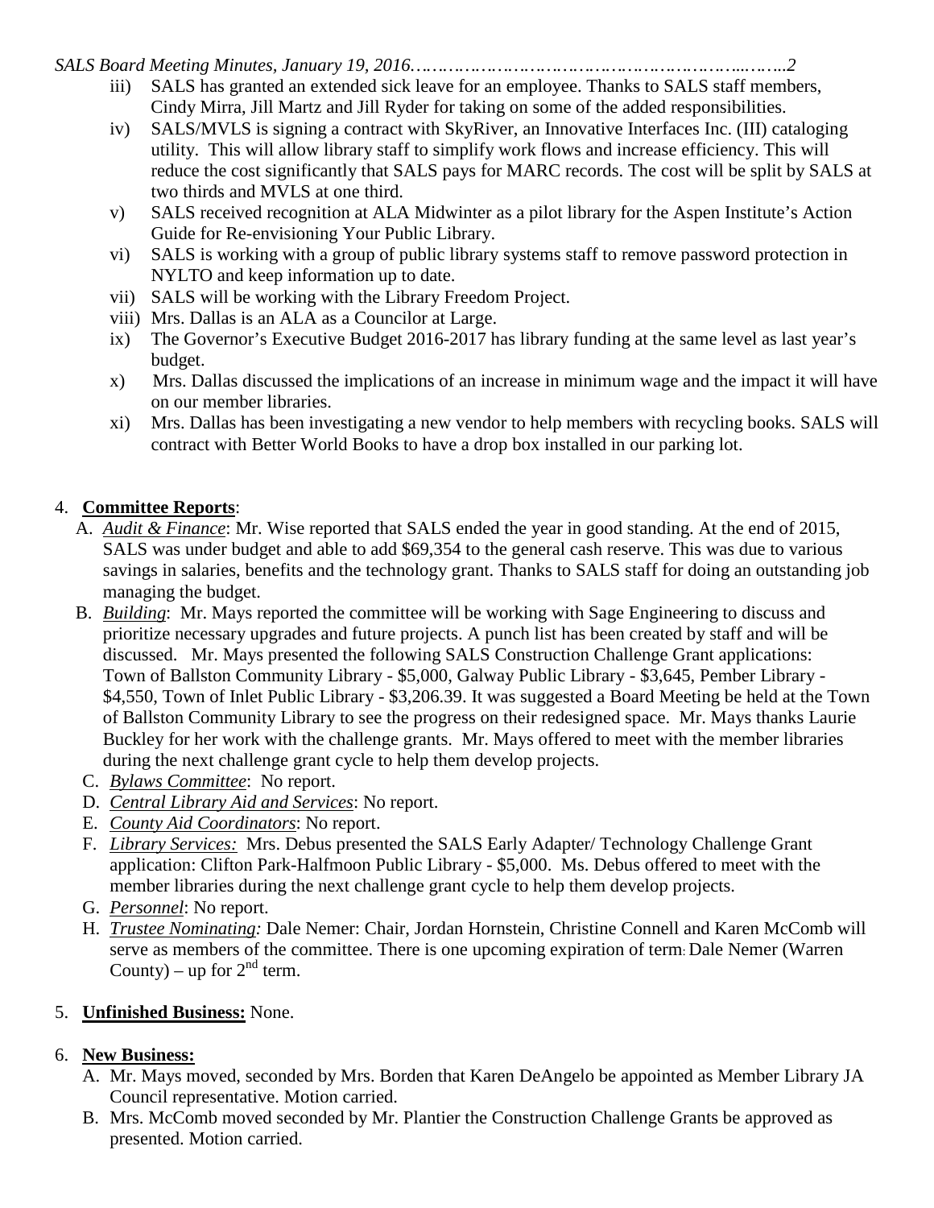iii) SALS has granted an extended sick leave for an employee. Thanks to SALS staff members, Cindy Mirra, Jill Martz and Jill Ryder for taking on some of the added responsibilities.

iv) SALS/MVLS is signing a contract with SkyRiver, an Innovative Interfaces Inc. (III) cataloging utility. This will allow library staff to simplify work flows and increase efficiency. This will reduce the cost significantly that SALS pays for MARC records. The cost will be split by SALS at two thirds and MVLS at one third.

v) SALS received recognition at ALA Midwinter as a pilot library for the Aspen Institute's Action Guide for Re-envisioning Your Public Library.

vi) SALS is working with a group of public library systems staff to remove password protection in NYLTO and keep information up to date.

vii) SALS will be working with the Library Freedom Project.

viii) Mrs. Dallas is an ALA as a Councilor at Large.

ix) The Governor's Executive Budget 2016-2017 has library funding at the same level as last year's budget.

x) Mrs. Dallas discussed the implications of an increase in minimum wage and the impact it will have on our member libraries.

xi) Mrs. Dallas has been investigating a new vendor to help members with recycling books. SALS will contract with Better World Books to have a drop box installed in our parking lot.

4. **Committee Reports**:
   A. *Audit & Finance*: Mr. Wise reported that SALS ended the year in good standing. At the end of 2015, SALS was under budget and able to add $69,354 to the general cash reserve. This was due to various savings in salaries, benefits and the technology grant. Thanks to SALS staff for doing an outstanding job managing the budget.
   B. *Building*: Mr. Mays reported the committee will be working with Sage Engineering to discuss and prioritize necessary upgrades and future projects. A punch list has been created by staff and will be discussed. Mr. Mays presented the following SALS Construction Challenge Grant applications: Town of Ballston Community Library - $5,000, Galway Public Library - $3,645, Pember Library - $4,550, Town of Inlet Public Library - $3,206.39. It was suggested a Board Meeting be held at the Town of Ballston Community Library to see the progress on their redesigned space. Mr. Mays thanks Laurie Buckley for her work with the challenge grants. Mr. Mays offered to meet with the member libraries during the next challenge grant cycle to help them develop projects.
   C. *Bylaws Committee*: No report.
   D. *Central Library Aid and Services*: No report.
   E. *County Aid Coordinators*: No report.
   F. *Library Services:* Mrs. Debus presented the SALS Early Adapter/ Technology Challenge Grant application: Clifton Park-Halfmoon Public Library - $5,000. Ms. Debus offered to meet with the member libraries during the next challenge grant cycle to help them develop projects.
   G. *Personnel*: No report.
   H. *Trustee Nominating:* Dale Nemer: Chair, Jordan Hornstein, Christine Connell and Karen McComb will serve as members of the committee. There is one upcoming expiration of term: Dale Nemer (Warren County) – up for 2nd term.

5. **Unfinished Business:** None.

6. **New Business:**
   A. Mr. Mays moved, seconded by Mrs. Borden that Karen DeAngelo be appointed as Member Library JA Council representative. Motion carried.
   B. Mrs. McComb moved seconded by Mr. Plantier the Construction Challenge Grants be approved as presented. Motion carried.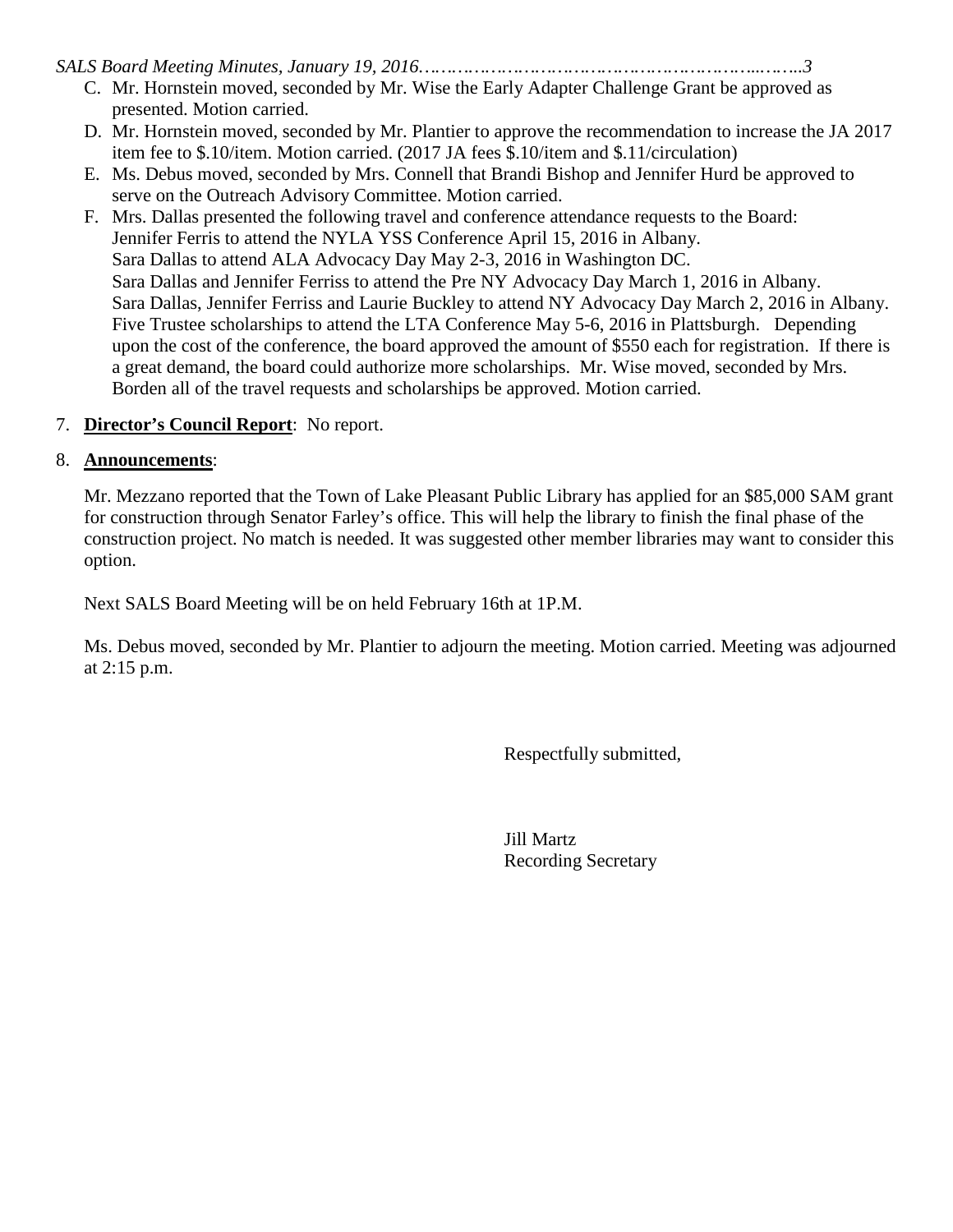C. Mr. Hornstein moved, seconded by Mr. Wise the Early Adapter Challenge Grant be approved as presented. Motion carried.

D. Mr. Hornstein moved, seconded by Mr. Plantier to approve the recommendation to increase the JA 2017 item fee to $.10/item. Motion carried. (2017 JA fees $.10/item and $.11/circulation)

E. Ms. Debus moved, seconded by Mrs. Connell that Brandi Bishop and Jennifer Hurd be approved to serve on the Outreach Advisory Committee. Motion carried.

F. Mrs. Dallas presented the following travel and conference attendance requests to the Board:
Jennifer Ferris to attend the NYLA YSS Conference April 15, 2016 in Albany.
Sara Dallas to attend ALA Advocacy Day May 2-3, 2016 in Washington DC.
Sara Dallas and Jennifer Ferriss to attend the Pre NY Advocacy Day March 1, 2016 in Albany.
Sara Dallas, Jennifer Ferriss and Laurie Buckley to attend NY Advocacy Day March 2, 2016 in Albany.
Five Trustee scholarships to attend the LTA Conference May 5-6, 2016 in Plattsburgh. Depending upon the cost of the conference, the board approved the amount of $550 each for registration. If there is a great demand, the board could authorize more scholarships. Mr. Wise moved, seconded by Mrs. Borden all of the travel requests and scholarships be approved. Motion carried.

7. **Director's Council Report**: No report.

8. **Announcements**:

Mr. Mezzano reported that the Town of Lake Pleasant Public Library has applied for an $85,000 SAM grant for construction through Senator Farley's office. This will help the library to finish the final phase of the construction project. No match is needed. It was suggested other member libraries may want to consider this option.

Next SALS Board Meeting will be on held February 16th at 1P.M.

Ms. Debus moved, seconded by Mr. Plantier to adjourn the meeting. Motion carried. Meeting was adjourned at 2:15 p.m.

Respectfully submitted,

Jill Martz
Recording Secretary